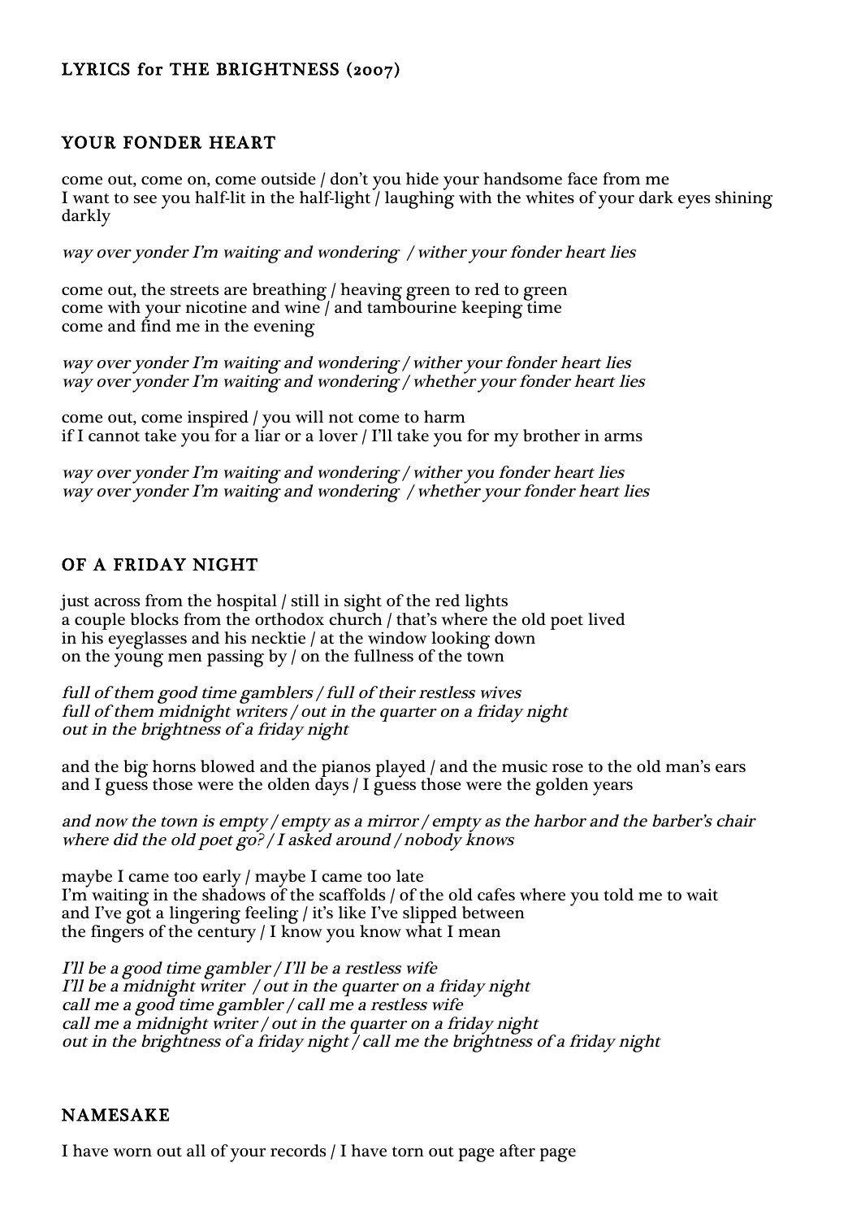# LYRICS for THE BRIGHTNESS (2007)

## YOUR FONDER HEART

come out, come on, come outside / don't you hide your handsome face from me
I want to see you half-lit in the half-light / laughing with the whites of your dark eyes shining darkly

*way over yonder I'm waiting and wondering / wither your fonder heart lies*

come out, the streets are breathing / heaving green to red to green
come with your nicotine and wine / and tambourine keeping time
come and find me in the evening

*way over yonder I'm waiting and wondering / wither your fonder heart lies*
*way over yonder I'm waiting and wondering / whether your fonder heart lies*

come out, come inspired / you will not come to harm
if I cannot take you for a liar or a lover / I'll take you for my brother in arms

*way over yonder I'm waiting and wondering / wither you fonder heart lies*
*way over yonder I'm waiting and wondering / whether your fonder heart lies*

## OF A FRIDAY NIGHT

just across from the hospital / still in sight of the red lights
a couple blocks from the orthodox church / that's where the old poet lived
in his eyeglasses and his necktie / at the window looking down
on the young men passing by / on the fullness of the town

*full of them good time gamblers / full of their restless wives*
*full of them midnight writers / out in the quarter on a friday night*
*out in the brightness of a friday night*

and the big horns blowed and the pianos played / and the music rose to the old man's ears
and I guess those were the olden days / I guess those were the golden years

*and now the town is empty / empty as a mirror / empty as the harbor and the barber's chair*
*where did the old poet go? / I asked around / nobody knows*

maybe I came too early / maybe I came too late
I'm waiting in the shadows of the scaffolds / of the old cafes where you told me to wait
and I've got a lingering feeling / it's like I've slipped between
the fingers of the century / I know you know what I mean

*I'll be a good time gambler / I'll be a restless wife*
*I'll be a midnight writer / out in the quarter on a friday night*
*call me a good time gambler / call me a restless wife*
*call me a midnight writer / out in the quarter on a friday night*
*out in the brightness of a friday night / call me the brightness of a friday night*

## NAMESAKE

I have worn out all of your records / I have torn out page after page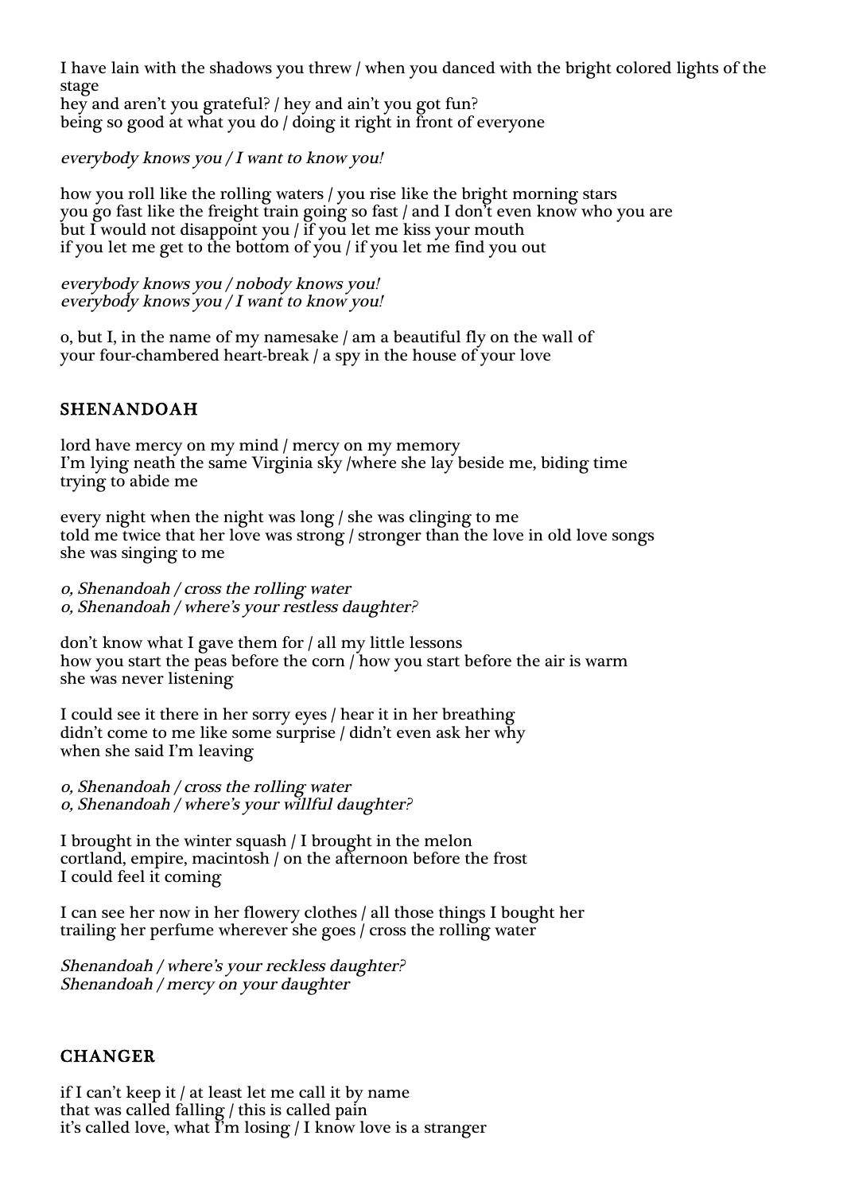I have lain with the shadows you threw / when you danced with the bright colored lights of the stage
hey and aren't you grateful? / hey and ain't you got fun?
being so good at what you do / doing it right in front of everyone

*everybody knows you / I want to know you!*

how you roll like the rolling waters / you rise like the bright morning stars
you go fast like the freight train going so fast / and I don't even know who you are
but I would not disappoint you / if you let me kiss your mouth
if you let me get to the bottom of you / if you let me find you out

*everybody knows you / nobody knows you!*
*everybody knows you / I want to know you!*

o, but I, in the name of my namesake / am a beautiful fly on the wall of
your four-chambered heart-break / a spy in the house of your love

## SHENANDOAH

lord have mercy on my mind / mercy on my memory
I'm lying neath the same Virginia sky /where she lay beside me, biding time
trying to abide me

every night when the night was long / she was clinging to me
told me twice that her love was strong / stronger than the love in old love songs
she was singing to me

*o, Shenandoah / cross the rolling water*
*o, Shenandoah / where's your restless daughter?*

don't know what I gave them for / all my little lessons
how you start the peas before the corn / how you start before the air is warm
she was never listening

I could see it there in her sorry eyes / hear it in her breathing
didn't come to me like some surprise / didn't even ask her why
when she said I'm leaving

*o, Shenandoah / cross the rolling water*
*o, Shenandoah / where's your willful daughter?*

I brought in the winter squash / I brought in the melon
cortland, empire, macintosh / on the afternoon before the frost
I could feel it coming

I can see her now in her flowery clothes / all those things I bought her
trailing her perfume wherever she goes / cross the rolling water

*Shenandoah / where's your reckless daughter?*
*Shenandoah / mercy on your daughter*

## CHANGER

if I can't keep it / at least let me call it by name
that was called falling / this is called pain
it's called love, what I'm losing / I know love is a stranger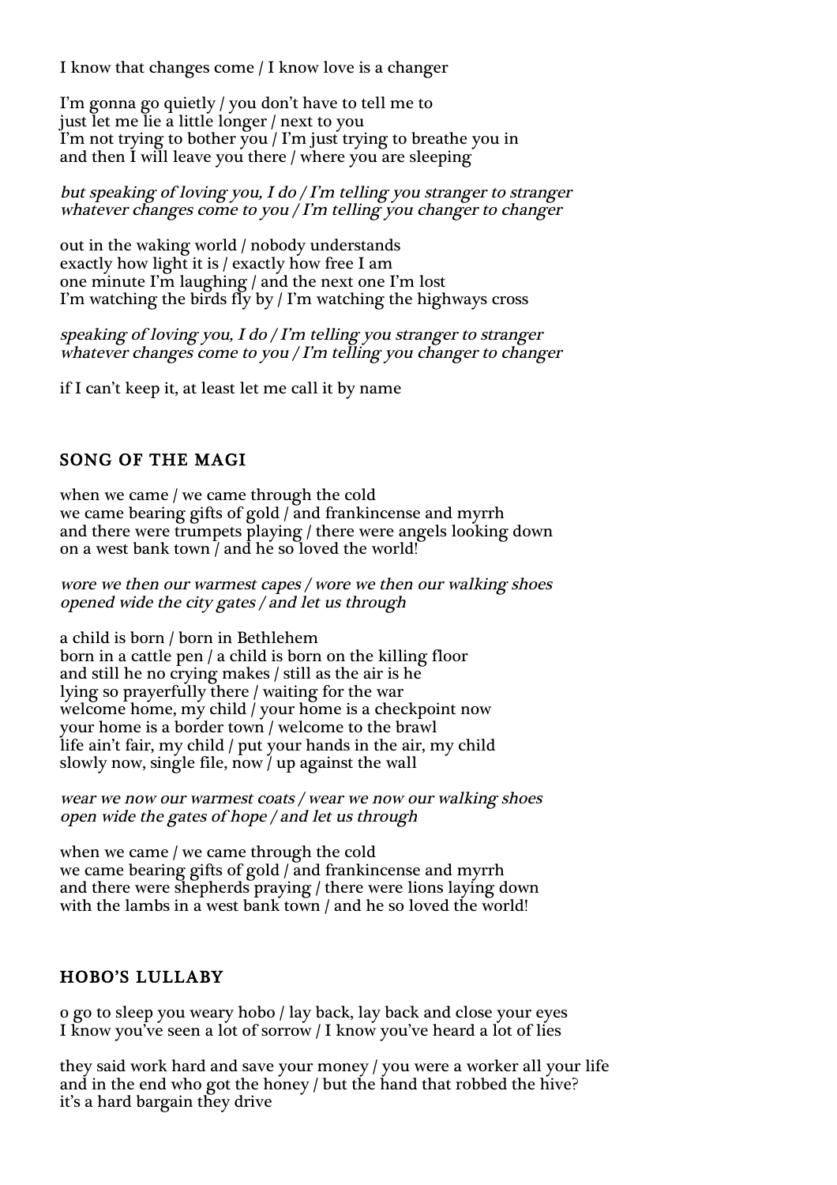I know that changes come / I know love is a changer

I'm gonna go quietly / you don't have to tell me to
just let me lie a little longer / next to you
I'm not trying to bother you / I'm just trying to breathe you in
and then I will leave you there / where you are sleeping

*but speaking of loving you, I do / I'm telling you stranger to stranger*
*whatever changes come to you / I'm telling you changer to changer*

out in the waking world / nobody understands
exactly how light it is / exactly how free I am
one minute I'm laughing / and the next one I'm lost
I'm watching the birds fly by / I'm watching the highways cross

*speaking of loving you, I do / I'm telling you stranger to stranger*
*whatever changes come to you / I'm telling you changer to changer*

if I can't keep it, at least let me call it by name

## SONG OF THE MAGI

when we came / we came through the cold
we came bearing gifts of gold / and frankincense and myrrh
and there were trumpets playing / there were angels looking down
on a west bank town / and he so loved the world!

*wore we then our warmest capes / wore we then our walking shoes*
*opened wide the city gates / and let us through*

a child is born / born in Bethlehem
born in a cattle pen / a child is born on the killing floor
and still he no crying makes / still as the air is he
lying so prayerfully there / waiting for the war
welcome home, my child / your home is a checkpoint now
your home is a border town / welcome to the brawl
life ain't fair, my child / put your hands in the air, my child
slowly now, single file, now / up against the wall

*wear we now our warmest coats / wear we now our walking shoes*
*open wide the gates of hope / and let us through*

when we came / we came through the cold
we came bearing gifts of gold / and frankincense and myrrh
and there were shepherds praying / there were lions laying down
with the lambs in a west bank town / and he so loved the world!

## HOBO'S LULLABY

o go to sleep you weary hobo / lay back, lay back and close your eyes
I know you've seen a lot of sorrow / I know you've heard a lot of lies

they said work hard and save your money / you were a worker all your life
and in the end who got the honey / but the hand that robbed the hive?
it's a hard bargain they drive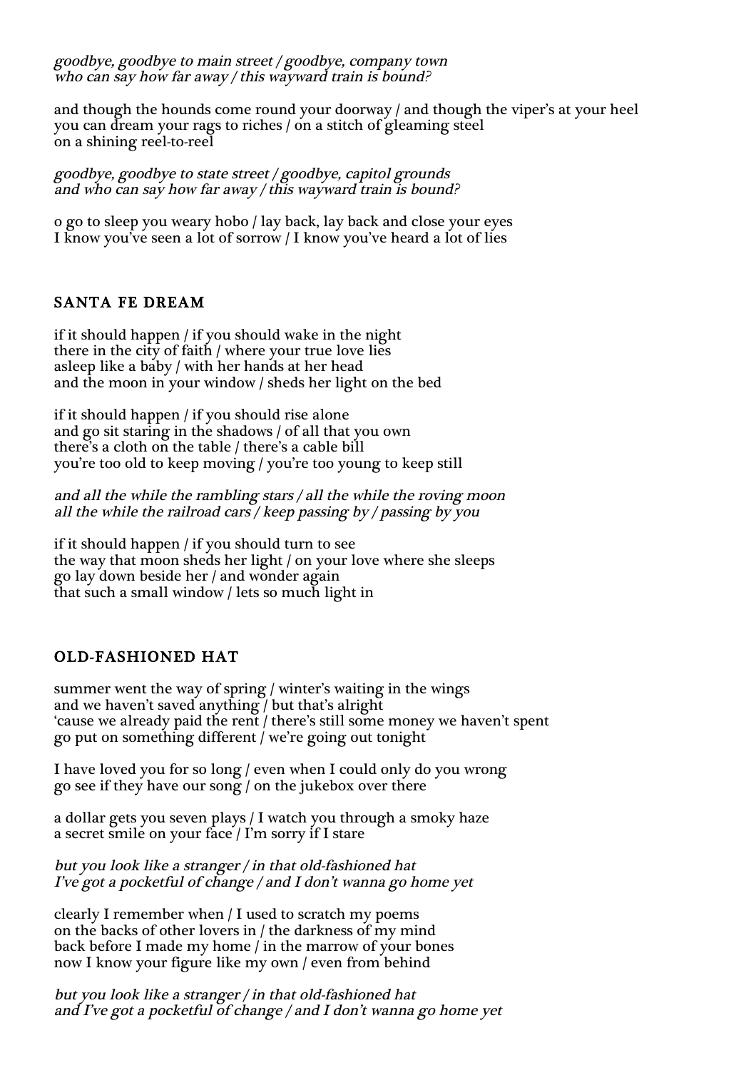*goodbye, goodbye to main street / goodbye, company town*
*who can say how far away / this wayward train is bound?*

and though the hounds come round your doorway / and though the viper's at your heel
you can dream your rags to riches / on a stitch of gleaming steel
on a shining reel-to-reel

*goodbye, goodbye to state street / goodbye, capitol grounds*
*and who can say how far away / this wayward train is bound?*

o go to sleep you weary hobo / lay back, lay back and close your eyes
I know you've seen a lot of sorrow / I know you've heard a lot of lies

## SANTA FE DREAM

if it should happen / if you should wake in the night
there in the city of faith / where your true love lies
asleep like a baby / with her hands at her head
and the moon in your window / sheds her light on the bed

if it should happen / if you should rise alone
and go sit staring in the shadows / of all that you own
there's a cloth on the table / there's a cable bill
you're too old to keep moving / you're too young to keep still

*and all the while the rambling stars / all the while the roving moon*
*all the while the railroad cars / keep passing by / passing by you*

if it should happen / if you should turn to see
the way that moon sheds her light / on your love where she sleeps
go lay down beside her / and wonder again
that such a small window / lets so much light in

## OLD-FASHIONED HAT

summer went the way of spring / winter's waiting in the wings
and we haven't saved anything / but that's alright
'cause we already paid the rent / there's still some money we haven't spent
go put on something different / we're going out tonight

I have loved you for so long / even when I could only do you wrong
go see if they have our song / on the jukebox over there

a dollar gets you seven plays / I watch you through a smoky haze
a secret smile on your face / I'm sorry if I stare

*but you look like a stranger / in that old-fashioned hat*
*I've got a pocketful of change / and I don't wanna go home yet*

clearly I remember when / I used to scratch my poems
on the backs of other lovers in / the darkness of my mind
back before I made my home / in the marrow of your bones
now I know your figure like my own / even from behind

*but you look like a stranger / in that old-fashioned hat*
*and I've got a pocketful of change / and I don't wanna go home yet*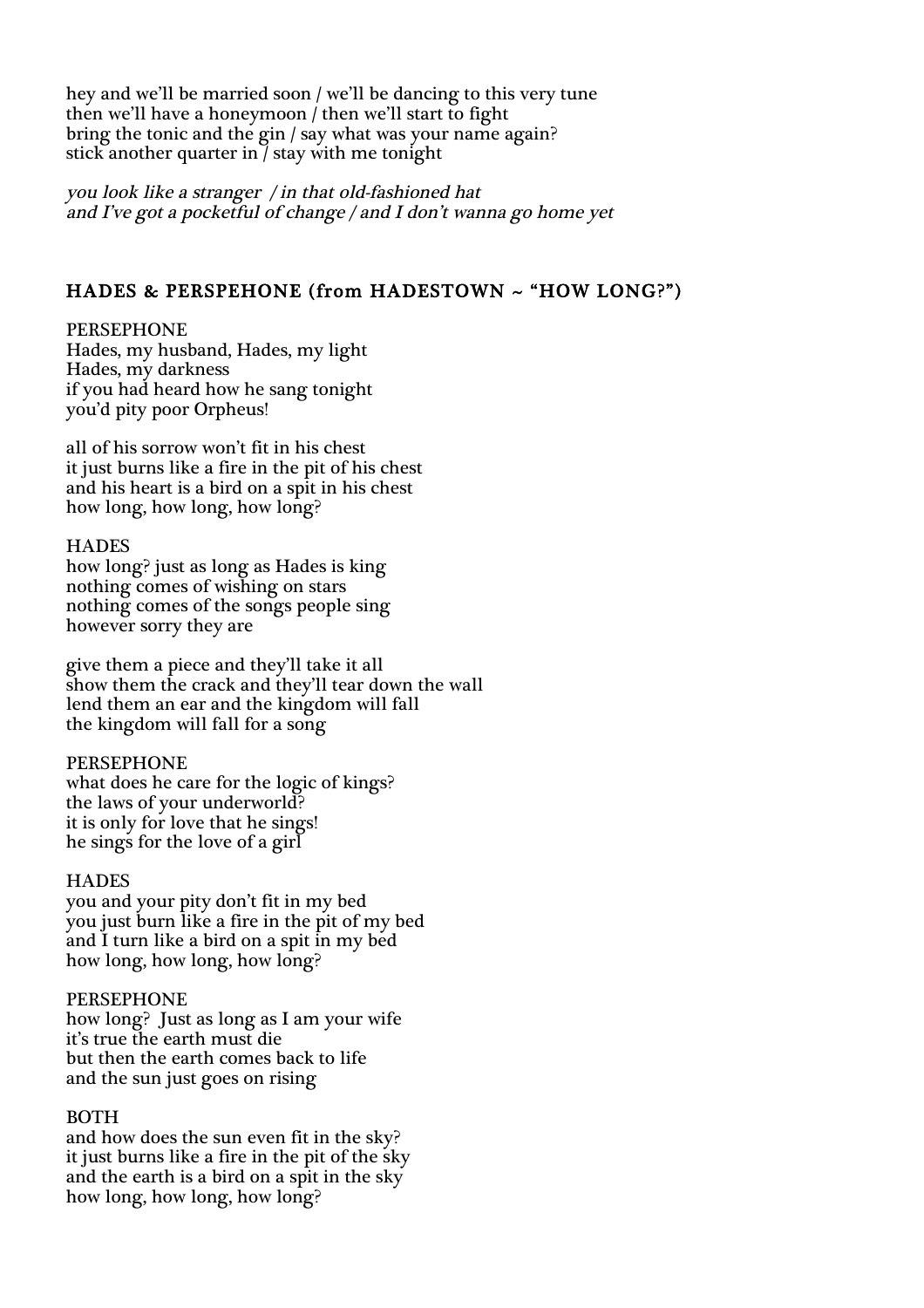hey and we'll be married soon / we'll be dancing to this very tune
then we'll have a honeymoon / then we'll start to fight
bring the tonic and the gin / say what was your name again?
stick another quarter in / stay with me tonight

*you look like a stranger / in that old-fashioned hat*
*and I've got a pocketful of change / and I don't wanna go home yet*

## HADES & PERSPEHONE (from HADESTOWN ~ "HOW LONG?")

PERSEPHONE
Hades, my husband, Hades, my light
Hades, my darkness
if you had heard how he sang tonight
you'd pity poor Orpheus!

all of his sorrow won't fit in his chest
it just burns like a fire in the pit of his chest
and his heart is a bird on a spit in his chest
how long, how long, how long?

HADES
how long? just as long as Hades is king
nothing comes of wishing on stars
nothing comes of the songs people sing
however sorry they are

give them a piece and they'll take it all
show them the crack and they'll tear down the wall
lend them an ear and the kingdom will fall
the kingdom will fall for a song

PERSEPHONE
what does he care for the logic of kings?
the laws of your underworld?
it is only for love that he sings!
he sings for the love of a girl

HADES
you and your pity don't fit in my bed
you just burn like a fire in the pit of my bed
and I turn like a bird on a spit in my bed
how long, how long, how long?

PERSEPHONE
how long? Just as long as I am your wife
it's true the earth must die
but then the earth comes back to life
and the sun just goes on rising

BOTH
and how does the sun even fit in the sky?
it just burns like a fire in the pit of the sky
and the earth is a bird on a spit in the sky
how long, how long, how long?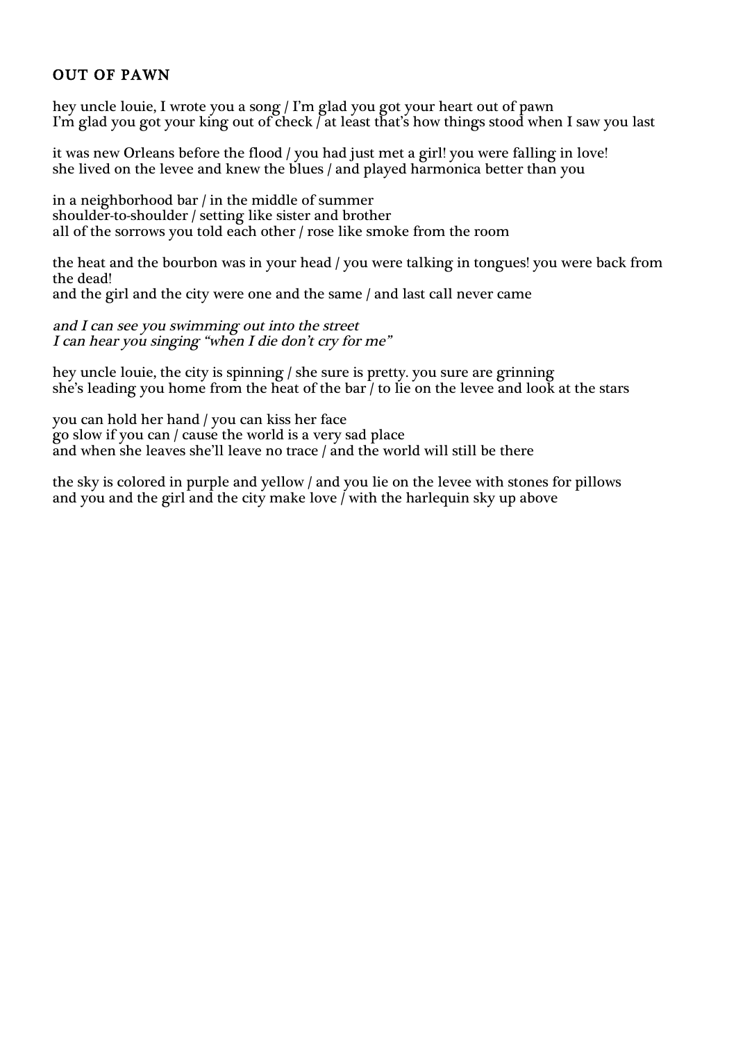## OUT OF PAWN

hey uncle louie, I wrote you a song / I'm glad you got your heart out of pawn
I'm glad you got your king out of check / at least that's how things stood when I saw you last

it was new Orleans before the flood / you had just met a girl! you were falling in love!
she lived on the levee and knew the blues / and played harmonica better than you

in a neighborhood bar / in the middle of summer
shoulder-to-shoulder / setting like sister and brother
all of the sorrows you told each other / rose like smoke from the room

the heat and the bourbon was in your head / you were talking in tongues! you were back from the dead!
and the girl and the city were one and the same / and last call never came

*and I can see you swimming out into the street*
*I can hear you singing "when I die don't cry for me"*

hey uncle louie, the city is spinning / she sure is pretty. you sure are grinning
she's leading you home from the heat of the bar / to lie on the levee and look at the stars

you can hold her hand / you can kiss her face
go slow if you can / cause the world is a very sad place
and when she leaves she'll leave no trace / and the world will still be there

the sky is colored in purple and yellow / and you lie on the levee with stones for pillows
and you and the girl and the city make love / with the harlequin sky up above